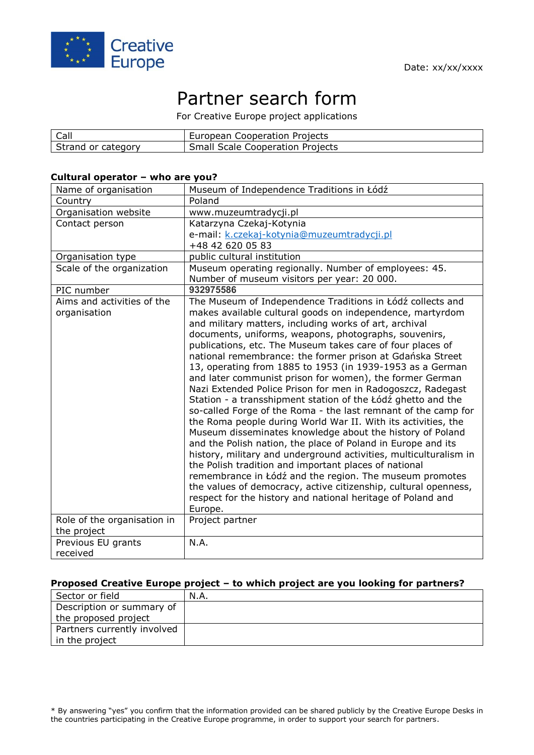Creative Europe

Date: xx/xx/xxxx

# Partner search form

For Creative Europe project applications

| Call | European Cooperation Projects |
|---|---|
| Strand or category | Small Scale Cooperation Projects |

### Cultural operator – who are you?

| Name of organisation | Museum of Independence Traditions in Łódź |
|---|---|
| Country | Poland |
| Organisation website | www.muzeumtradycji.pl |
| Contact person | Katarzyna Czekaj-Kotynia<br>e-mail: k.czekaj-kotynia@muzeumtradycji.pl<br>+48 42 620 05 83 |
| Organisation type | public cultural institution |
| Scale of the organization | Museum operating regionally. Number of employees: 45. Number of museum visitors per year: 20 000. |
| PIC number | **932975586** |
| Aims and activities of the organisation | The Museum of Independence Traditions in Łódź collects and makes available cultural goods on independence, martyrdom and military matters, including works of art, archival documents, uniforms, weapons, photographs, souvenirs, publications, etc. The Museum takes care of four places of national remembrance: the former prison at Gdańska Street 13, operating from 1885 to 1953 (in 1939-1953 as a German and later communist prison for women), the former German Nazi Extended Police Prison for men in Radogoszcz, Radegast Station - a transshipment station of the Łódź ghetto and the so-called Forge of the Roma - the last remnant of the camp for the Roma people during World War II. With its activities, the Museum disseminates knowledge about the history of Poland and the Polish nation, the place of Poland in Europe and its history, military and underground activities, multiculturalism in the Polish tradition and important places of national remembrance in Łódź and the region. The museum promotes the values of democracy, active citizenship, cultural openness, respect for the history and national heritage of Poland and Europe. |
| Role of the organisation in the project | Project partner |
| Previous EU grants received | N.A. |

### Proposed Creative Europe project – to which project are you looking for partners?

| Sector or field | N.A. |
|---|---|
| Description or summary of the proposed project | |
| Partners currently involved in the project | |

* By answering "yes" you confirm that the information provided can be shared publicly by the Creative Europe Desks in the countries participating in the Creative Europe programme, in order to support your search for partners.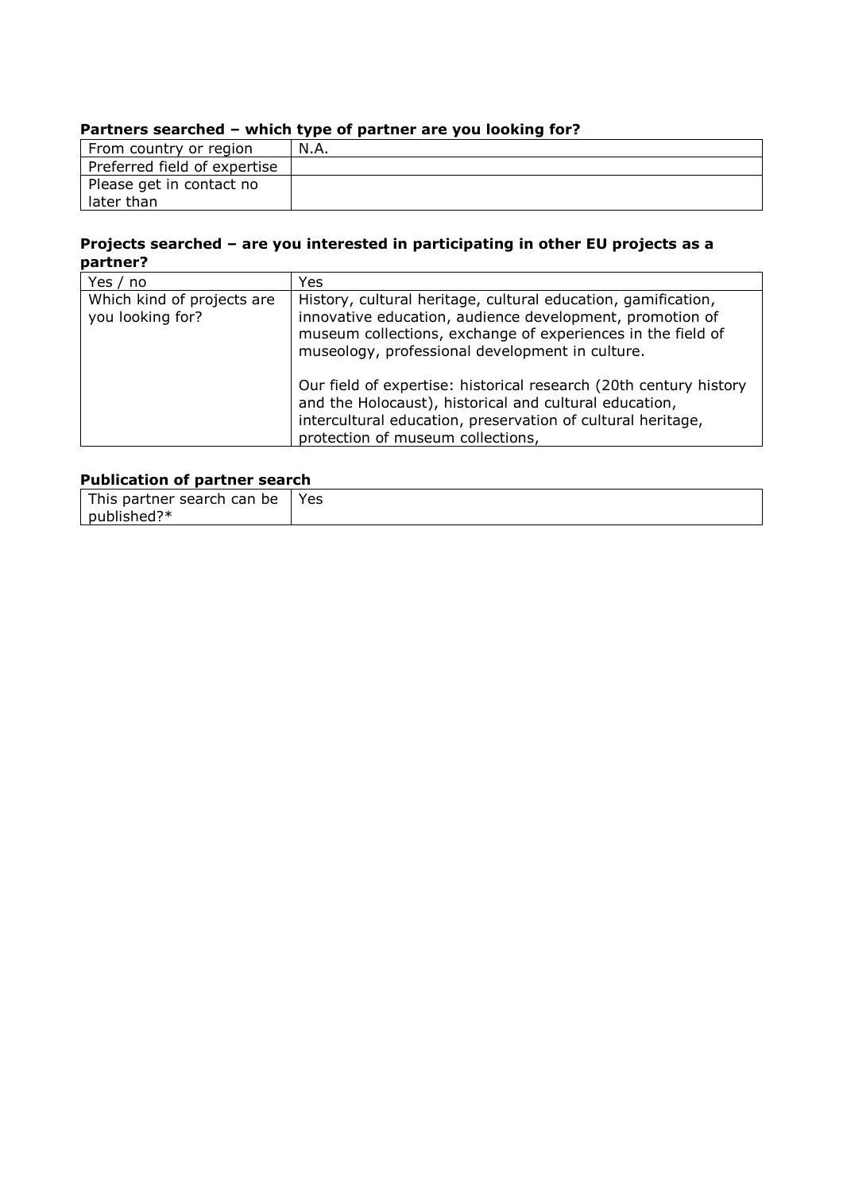**Partners searched – which type of partner are you looking for?**

| | |
|---|---|
| From country or region | N.A. |
| Preferred field of expertise | |
| Please get in contact no later than | |

**Projects searched – are you interested in participating in other EU projects as a partner?**

| | |
|---|---|
| Yes / no | Yes |
| Which kind of projects are you looking for? | History, cultural heritage, cultural education, gamification, innovative education, audience development, promotion of museum collections, exchange of experiences in the field of museology, professional development in culture.<br><br>Our field of expertise: historical research (20th century history and the Holocaust), historical and cultural education, intercultural education, preservation of cultural heritage, protection of museum collections, |

**Publication of partner search**

| | |
|---|---|
| This partner search can be published?* | Yes |